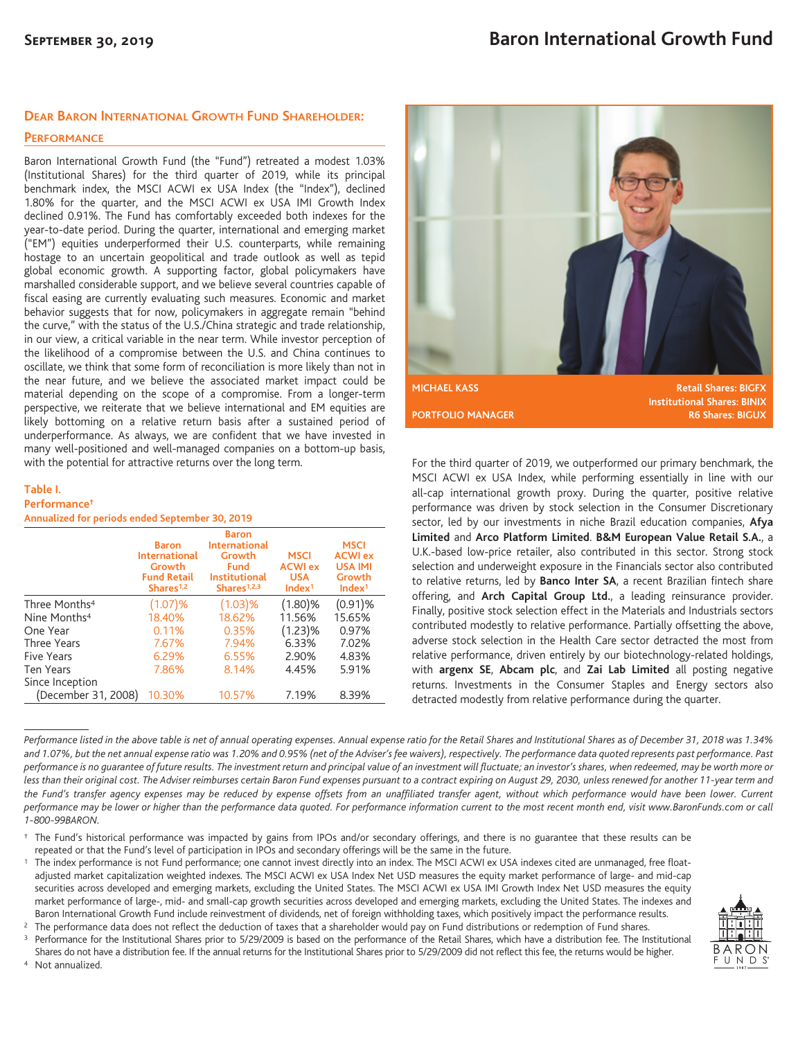# Baron International Growth Fund

**September 30, 2019**

## Dear Baron International Growth Fund Shareholder:

### Performance

Baron International Growth Fund (the "Fund") retreated a modest 1.03% (Institutional Shares) for the third quarter of 2019, while its principal benchmark index, the MSCI ACWI ex USA Index (the "Index"), declined 1.80% for the quarter, and the MSCI ACWI ex USA IMI Growth Index declined 0.91%. The Fund has comfortably exceeded both indexes for the year-to-date period. During the quarter, international and emerging market ("EM") equities underperformed their U.S. counterparts, while remaining hostage to an uncertain geopolitical and trade outlook as well as tepid global economic growth. A supporting factor, global policymakers have marshalled considerable support, and we believe several countries capable of fiscal easing are currently evaluating such measures. Economic and market behavior suggests that for now, policymakers in aggregate remain "behind the curve," with the status of the U.S./China strategic and trade relationship, in our view, a critical variable in the near term. While investor perception of the likelihood of a compromise between the U.S. and China continues to oscillate, we think that some form of reconciliation is more likely than not in the near future, and we believe the associated market impact could be material depending on the scope of a compromise. From a longer-term perspective, we reiterate that we believe international and EM equities are likely bottoming on a relative return basis after a sustained period of underperformance. As always, we are confident that we have invested in many well-positioned and well-managed companies on a bottom-up basis, with the potential for attractive returns over the long term.

**MICHAEL KASS**
**PORTFOLIO MANAGER**

**Retail Shares: BIGFX**
**Institutional Shares: BINIX**
**R6 Shares: BIGUX**

**Table I.**
**Performance†**
**Annualized for periods ended September 30, 2019**

| | Baron International Growth Fund Retail Shares[1,2] | Baron International Growth Fund Institutional Shares[1,2,3] | MSCI ACWI ex USA Index[1] | MSCI ACWI ex USA IMI Growth Index[1] |
|---|---|---|---|---|
| Three Months[4] | (1.07)% | (1.03)% | (1.80)% | (0.91)% |
| Nine Months[4] | 18.40% | 18.62% | 11.56% | 15.65% |
| One Year | 0.11% | 0.35% | (1.23)% | 0.97% |
| Three Years | 7.67% | 7.94% | 6.33% | 7.02% |
| Five Years | 6.29% | 6.55% | 2.90% | 4.83% |
| Ten Years | 7.86% | 8.14% | 4.45% | 5.91% |
| Since Inception (December 31, 2008) | 10.30% | 10.57% | 7.19% | 8.39% |

For the third quarter of 2019, we outperformed our primary benchmark, the MSCI ACWI ex USA Index, while performing essentially in line with our all-cap international growth proxy. During the quarter, positive relative performance was driven by stock selection in the Consumer Discretionary sector, led by our investments in niche Brazil education companies, **Afya Limited** and **Arco Platform Limited**. **B&M European Value Retail S.A.**, a U.K.-based low-price retailer, also contributed in this sector. Strong stock selection and underweight exposure in the Financials sector also contributed to relative returns, led by **Banco Inter SA**, a recent Brazilian fintech share offering, and **Arch Capital Group Ltd.**, a leading reinsurance provider. Finally, positive stock selection effect in the Materials and Industrials sectors contributed modestly to relative performance. Partially offsetting the above, adverse stock selection in the Health Care sector detracted the most from relative performance, driven entirely by our biotechnology-related holdings, with **argenx SE**, **Abcam plc**, and **Zai Lab Limited** all posting negative returns. Investments in the Consumer Staples and Energy sectors also detracted modestly from relative performance during the quarter.

*Performance listed in the above table is net of annual operating expenses. Annual expense ratio for the Retail Shares and Institutional Shares as of December 31, 2018 was 1.34% and 1.07%, but the net annual expense ratio was 1.20% and 0.95% (net of the Adviser's fee waivers), respectively. The performance data quoted represents past performance. Past performance is no guarantee of future results. The investment return and principal value of an investment will fluctuate; an investor's shares, when redeemed, may be worth more or less than their original cost. The Adviser reimburses certain Baron Fund expenses pursuant to a contract expiring on August 29, 2030, unless renewed for another 11-year term and the Fund's transfer agency expenses may be reduced by expense offsets from an unaffiliated transfer agent, without which performance would have been lower. Current performance may be lower or higher than the performance data quoted. For performance information current to the most recent month end, visit www.BaronFunds.com or call 1-800-99BARON.*

† The Fund's historical performance was impacted by gains from IPOs and/or secondary offerings, and there is no guarantee that these results can be repeated or that the Fund's level of participation in IPOs and secondary offerings will be the same in the future.

[1] The index performance is not Fund performance; one cannot invest directly into an index. The MSCI ACWI ex USA indexes cited are unmanaged, free float-adjusted market capitalization weighted indexes. The MSCI ACWI ex USA Index Net USD measures the equity market performance of large- and mid-cap securities across developed and emerging markets, excluding the United States. The MSCI ACWI ex USA IMI Growth Index Net USD measures the equity market performance of large-, mid- and small-cap growth securities across developed and emerging markets, excluding the United States. The indexes and Baron International Growth Fund include reinvestment of dividends, net of foreign withholding taxes, which positively impact the performance results.

[2] The performance data does not reflect the deduction of taxes that a shareholder would pay on Fund distributions or redemption of Fund shares.

[3] Performance for the Institutional Shares prior to 5/29/2009 is based on the performance of the Retail Shares, which have a distribution fee. The Institutional Shares do not have a distribution fee. If the annual returns for the Institutional Shares prior to 5/29/2009 did not reflect this fee, the returns would be higher.

[4] Not annualized.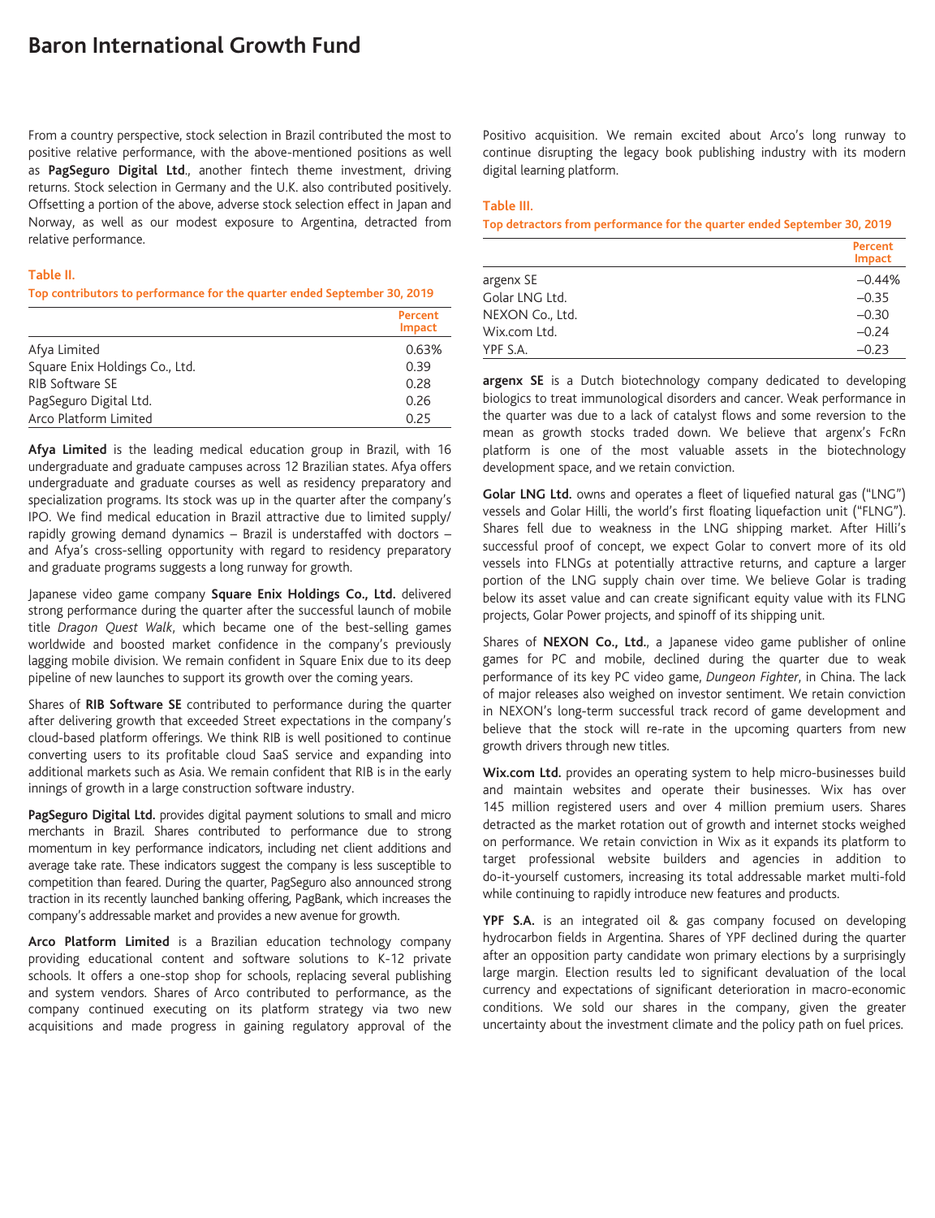# Baron International Growth Fund

From a country perspective, stock selection in Brazil contributed the most to positive relative performance, with the above-mentioned positions as well as **PagSeguro Digital Ltd.**, another fintech theme investment, driving returns. Stock selection in Germany and the U.K. also contributed positively. Offsetting a portion of the above, adverse stock selection effect in Japan and Norway, as well as our modest exposure to Argentina, detracted from relative performance.

**Table II.**

**Top contributors to performance for the quarter ended September 30, 2019**

| | Percent Impact |
|---|---|
| Afya Limited | 0.63% |
| Square Enix Holdings Co., Ltd. | 0.39 |
| RIB Software SE | 0.28 |
| PagSeguro Digital Ltd. | 0.26 |
| Arco Platform Limited | 0.25 |

**Afya Limited** is the leading medical education group in Brazil, with 16 undergraduate and graduate campuses across 12 Brazilian states. Afya offers undergraduate and graduate courses as well as residency preparatory and specialization programs. Its stock was up in the quarter after the company's IPO. We find medical education in Brazil attractive due to limited supply/rapidly growing demand dynamics – Brazil is understaffed with doctors – and Afya's cross-selling opportunity with regard to residency preparatory and graduate programs suggests a long runway for growth.

Japanese video game company **Square Enix Holdings Co., Ltd.** delivered strong performance during the quarter after the successful launch of mobile title *Dragon Quest Walk*, which became one of the best-selling games worldwide and boosted market confidence in the company's previously lagging mobile division. We remain confident in Square Enix due to its deep pipeline of new launches to support its growth over the coming years.

Shares of **RIB Software SE** contributed to performance during the quarter after delivering growth that exceeded Street expectations in the company's cloud-based platform offerings. We think RIB is well positioned to continue converting users to its profitable cloud SaaS service and expanding into additional markets such as Asia. We remain confident that RIB is in the early innings of growth in a large construction software industry.

**PagSeguro Digital Ltd.** provides digital payment solutions to small and micro merchants in Brazil. Shares contributed to performance due to strong momentum in key performance indicators, including net client additions and average take rate. These indicators suggest the company is less susceptible to competition than feared. During the quarter, PagSeguro also announced strong traction in its recently launched banking offering, PagBank, which increases the company's addressable market and provides a new avenue for growth.

**Arco Platform Limited** is a Brazilian education technology company providing educational content and software solutions to K-12 private schools. It offers a one-stop shop for schools, replacing several publishing and system vendors. Shares of Arco contributed to performance, as the company continued executing on its platform strategy via two new acquisitions and made progress in gaining regulatory approval of the Positivo acquisition. We remain excited about Arco's long runway to continue disrupting the legacy book publishing industry with its modern digital learning platform.

**Table III.**

**Top detractors from performance for the quarter ended September 30, 2019**

| | Percent Impact |
|---|---|
| argenx SE | –0.44% |
| Golar LNG Ltd. | –0.35 |
| NEXON Co., Ltd. | –0.30 |
| Wix.com Ltd. | –0.24 |
| YPF S.A. | –0.23 |

**argenx SE** is a Dutch biotechnology company dedicated to developing biologics to treat immunological disorders and cancer. Weak performance in the quarter was due to a lack of catalyst flows and some reversion to the mean as growth stocks traded down. We believe that argenx's FcRn platform is one of the most valuable assets in the biotechnology development space, and we retain conviction.

**Golar LNG Ltd.** owns and operates a fleet of liquefied natural gas ("LNG") vessels and Golar Hilli, the world's first floating liquefaction unit ("FLNG"). Shares fell due to weakness in the LNG shipping market. After Hilli's successful proof of concept, we expect Golar to convert more of its old vessels into FLNGs at potentially attractive returns, and capture a larger portion of the LNG supply chain over time. We believe Golar is trading below its asset value and can create significant equity value with its FLNG projects, Golar Power projects, and spinoff of its shipping unit.

Shares of **NEXON Co., Ltd.**, a Japanese video game publisher of online games for PC and mobile, declined during the quarter due to weak performance of its key PC video game, *Dungeon Fighter*, in China. The lack of major releases also weighed on investor sentiment. We retain conviction in NEXON's long-term successful track record of game development and believe that the stock will re-rate in the upcoming quarters from new growth drivers through new titles.

**Wix.com Ltd.** provides an operating system to help micro-businesses build and maintain websites and operate their businesses. Wix has over 145 million registered users and over 4 million premium users. Shares detracted as the market rotation out of growth and internet stocks weighed on performance. We retain conviction in Wix as it expands its platform to target professional website builders and agencies in addition to do-it-yourself customers, increasing its total addressable market multi-fold while continuing to rapidly introduce new features and products.

**YPF S.A.** is an integrated oil & gas company focused on developing hydrocarbon fields in Argentina. Shares of YPF declined during the quarter after an opposition party candidate won primary elections by a surprisingly large margin. Election results led to significant devaluation of the local currency and expectations of significant deterioration in macro-economic conditions. We sold our shares in the company, given the greater uncertainty about the investment climate and the policy path on fuel prices.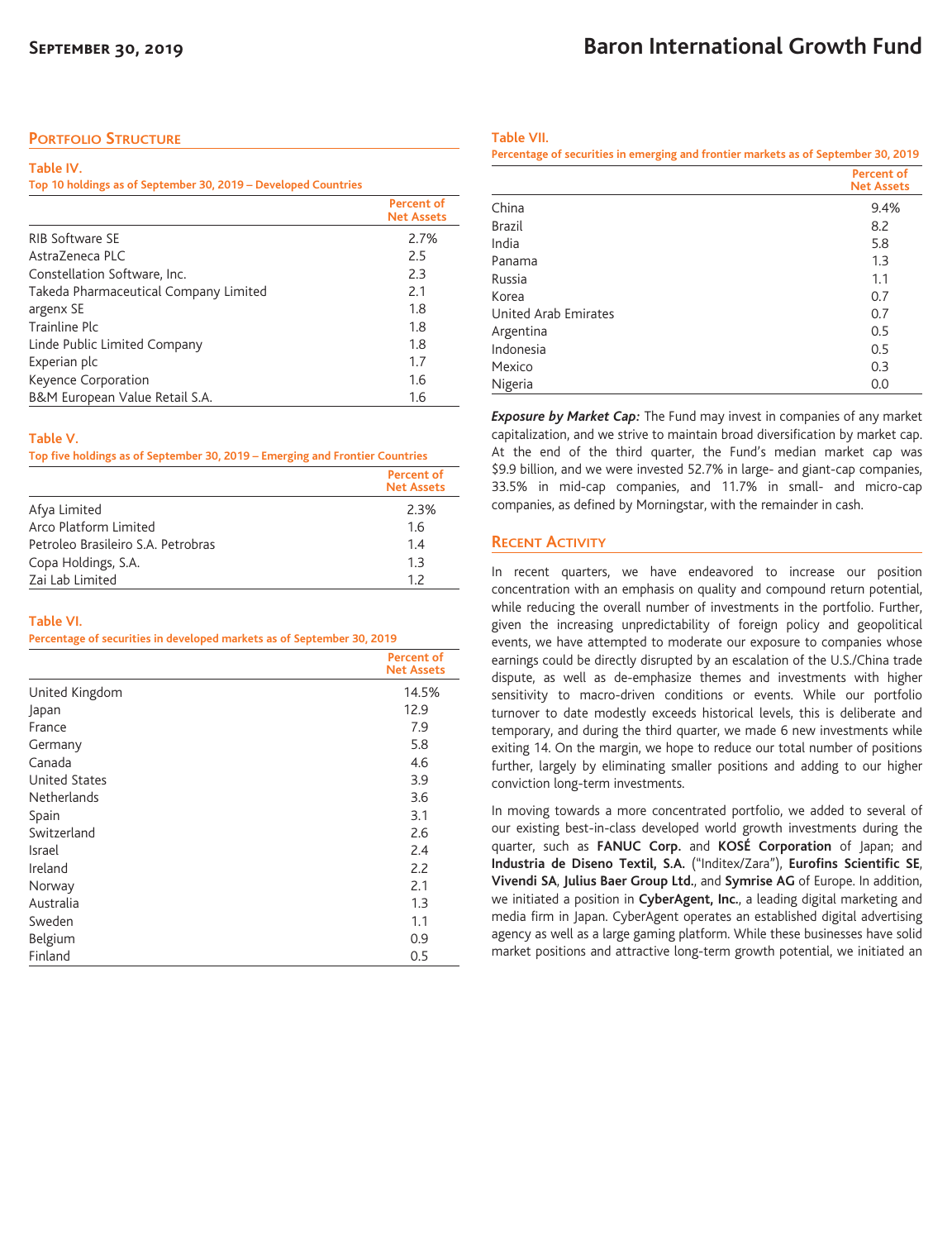## Portfolio Structure

**Table IV.**
**Top 10 holdings as of September 30, 2019 – Developed Countries**

| | Percent of Net Assets |
|---|---|
| RIB Software SE | 2.7% |
| AstraZeneca PLC | 2.5 |
| Constellation Software, Inc. | 2.3 |
| Takeda Pharmaceutical Company Limited | 2.1 |
| argenx SE | 1.8 |
| Trainline Plc | 1.8 |
| Linde Public Limited Company | 1.8 |
| Experian plc | 1.7 |
| Keyence Corporation | 1.6 |
| B&M European Value Retail S.A. | 1.6 |

**Table V.**
**Top five holdings as of September 30, 2019 – Emerging and Frontier Countries**

| | Percent of Net Assets |
|---|---|
| Afya Limited | 2.3% |
| Arco Platform Limited | 1.6 |
| Petroleo Brasileiro S.A. Petrobras | 1.4 |
| Copa Holdings, S.A. | 1.3 |
| Zai Lab Limited | 1.2 |

**Table VI.**
**Percentage of securities in developed markets as of September 30, 2019**

| | Percent of Net Assets |
|---|---|
| United Kingdom | 14.5% |
| Japan | 12.9 |
| France | 7.9 |
| Germany | 5.8 |
| Canada | 4.6 |
| United States | 3.9 |
| Netherlands | 3.6 |
| Spain | 3.1 |
| Switzerland | 2.6 |
| Israel | 2.4 |
| Ireland | 2.2 |
| Norway | 2.1 |
| Australia | 1.3 |
| Sweden | 1.1 |
| Belgium | 0.9 |
| Finland | 0.5 |

**Table VII.**
**Percentage of securities in emerging and frontier markets as of September 30, 2019**

| | Percent of Net Assets |
|---|---|
| China | 9.4% |
| Brazil | 8.2 |
| India | 5.8 |
| Panama | 1.3 |
| Russia | 1.1 |
| Korea | 0.7 |
| United Arab Emirates | 0.7 |
| Argentina | 0.5 |
| Indonesia | 0.5 |
| Mexico | 0.3 |
| Nigeria | 0.0 |

***Exposure by Market Cap:*** The Fund may invest in companies of any market capitalization, and we strive to maintain broad diversification by market cap. At the end of the third quarter, the Fund's median market cap was $9.9 billion, and we were invested 52.7% in large- and giant-cap companies, 33.5% in mid-cap companies, and 11.7% in small- and micro-cap companies, as defined by Morningstar, with the remainder in cash.

## Recent Activity

In recent quarters, we have endeavored to increase our position concentration with an emphasis on quality and compound return potential, while reducing the overall number of investments in the portfolio. Further, given the increasing unpredictability of foreign policy and geopolitical events, we have attempted to moderate our exposure to companies whose earnings could be directly disrupted by an escalation of the U.S./China trade dispute, as well as de-emphasize themes and investments with higher sensitivity to macro-driven conditions or events. While our portfolio turnover to date modestly exceeds historical levels, this is deliberate and temporary, and during the third quarter, we made 6 new investments while exiting 14. On the margin, we hope to reduce our total number of positions further, largely by eliminating smaller positions and adding to our higher conviction long-term investments.

In moving towards a more concentrated portfolio, we added to several of our existing best-in-class developed world growth investments during the quarter, such as **FANUC Corp.** and **KOSÉ Corporation** of Japan; and **Industria de Diseno Textil, S.A.** ("Inditex/Zara"), **Eurofins Scientific SE**, **Vivendi SA**, **Julius Baer Group Ltd.**, and **Symrise AG** of Europe. In addition, we initiated a position in **CyberAgent, Inc.**, a leading digital marketing and media firm in Japan. CyberAgent operates an established digital advertising agency as well as a large gaming platform. While these businesses have solid market positions and attractive long-term growth potential, we initiated an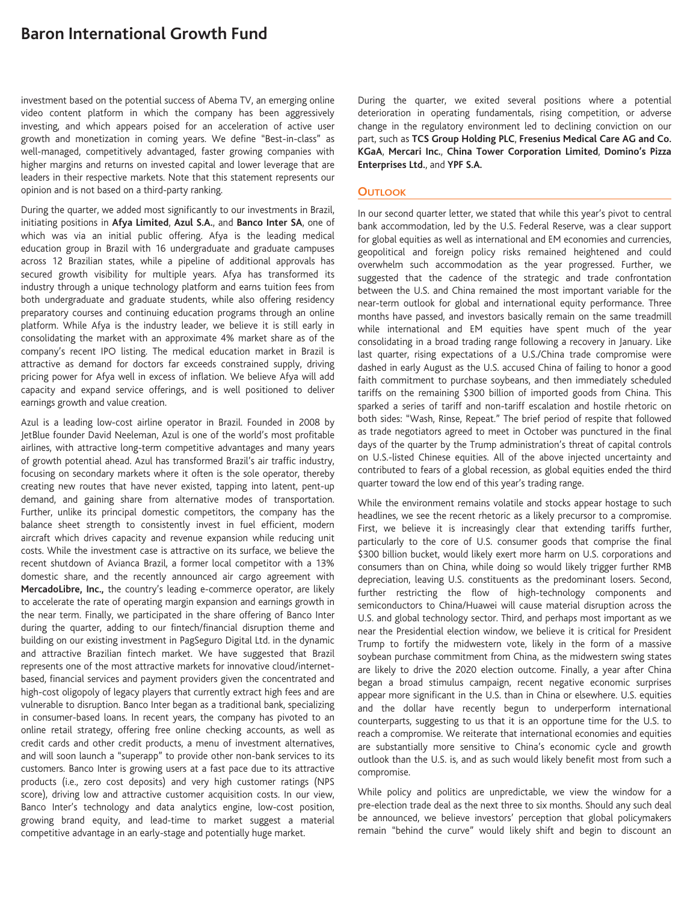investment based on the potential success of Abema TV, an emerging online video content platform in which the company has been aggressively investing, and which appears poised for an acceleration of active user growth and monetization in coming years. We define "Best-in-class" as well-managed, competitively advantaged, faster growing companies with higher margins and returns on invested capital and lower leverage that are leaders in their respective markets. Note that this statement represents our opinion and is not based on a third-party ranking.

During the quarter, we added most significantly to our investments in Brazil, initiating positions in **Afya Limited**, **Azul S.A.**, and **Banco Inter SA**, one of which was via an initial public offering. Afya is the leading medical education group in Brazil with 16 undergraduate and graduate campuses across 12 Brazilian states, while a pipeline of additional approvals has secured growth visibility for multiple years. Afya has transformed its industry through a unique technology platform and earns tuition fees from both undergraduate and graduate students, while also offering residency preparatory courses and continuing education programs through an online platform. While Afya is the industry leader, we believe it is still early in consolidating the market with an approximate 4% market share as of the company's recent IPO listing. The medical education market in Brazil is attractive as demand for doctors far exceeds constrained supply, driving pricing power for Afya well in excess of inflation. We believe Afya will add capacity and expand service offerings, and is well positioned to deliver earnings growth and value creation.

Azul is a leading low-cost airline operator in Brazil. Founded in 2008 by JetBlue founder David Neeleman, Azul is one of the world's most profitable airlines, with attractive long-term competitive advantages and many years of growth potential ahead. Azul has transformed Brazil's air traffic industry, focusing on secondary markets where it often is the sole operator, thereby creating new routes that have never existed, tapping into latent, pent-up demand, and gaining share from alternative modes of transportation. Further, unlike its principal domestic competitors, the company has the balance sheet strength to consistently invest in fuel efficient, modern aircraft which drives capacity and revenue expansion while reducing unit costs. While the investment case is attractive on its surface, we believe the recent shutdown of Avianca Brazil, a former local competitor with a 13% domestic share, and the recently announced air cargo agreement with **MercadoLibre, Inc.,** the country's leading e-commerce operator, are likely to accelerate the rate of operating margin expansion and earnings growth in the near term. Finally, we participated in the share offering of Banco Inter during the quarter, adding to our fintech/financial disruption theme and building on our existing investment in PagSeguro Digital Ltd. in the dynamic and attractive Brazilian fintech market. We have suggested that Brazil represents one of the most attractive markets for innovative cloud/internet-based, financial services and payment providers given the concentrated and high-cost oligopoly of legacy players that currently extract high fees and are vulnerable to disruption. Banco Inter began as a traditional bank, specializing in consumer-based loans. In recent years, the company has pivoted to an online retail strategy, offering free online checking accounts, as well as credit cards and other credit products, a menu of investment alternatives, and will soon launch a "superapp" to provide other non-bank services to its customers. Banco Inter is growing users at a fast pace due to its attractive products (i.e., zero cost deposits) and very high customer ratings (NPS score), driving low and attractive customer acquisition costs. In our view, Banco Inter's technology and data analytics engine, low-cost position, growing brand equity, and lead-time to market suggest a material competitive advantage in an early-stage and potentially huge market.

During the quarter, we exited several positions where a potential deterioration in operating fundamentals, rising competition, or adverse change in the regulatory environment led to declining conviction on our part, such as **TCS Group Holding PLC**, **Fresenius Medical Care AG and Co. KGaA**, **Mercari Inc.**, **China Tower Corporation Limited**, **Domino's Pizza Enterprises Ltd.**, and **YPF S.A.**

## Outlook

In our second quarter letter, we stated that while this year's pivot to central bank accommodation, led by the U.S. Federal Reserve, was a clear support for global equities as well as international and EM economies and currencies, geopolitical and foreign policy risks remained heightened and could overwhelm such accommodation as the year progressed. Further, we suggested that the cadence of the strategic and trade confrontation between the U.S. and China remained the most important variable for the near-term outlook for global and international equity performance. Three months have passed, and investors basically remain on the same treadmill while international and EM equities have spent much of the year consolidating in a broad trading range following a recovery in January. Like last quarter, rising expectations of a U.S./China trade compromise were dashed in early August as the U.S. accused China of failing to honor a good faith commitment to purchase soybeans, and then immediately scheduled tariffs on the remaining $300 billion of imported goods from China. This sparked a series of tariff and non-tariff escalation and hostile rhetoric on both sides: "Wash, Rinse, Repeat." The brief period of respite that followed as trade negotiators agreed to meet in October was punctured in the final days of the quarter by the Trump administration's threat of capital controls on U.S.-listed Chinese equities. All of the above injected uncertainty and contributed to fears of a global recession, as global equities ended the third quarter toward the low end of this year's trading range.

While the environment remains volatile and stocks appear hostage to such headlines, we see the recent rhetoric as a likely precursor to a compromise. First, we believe it is increasingly clear that extending tariffs further, particularly to the core of U.S. consumer goods that comprise the final $300 billion bucket, would likely exert more harm on U.S. corporations and consumers than on China, while doing so would likely trigger further RMB depreciation, leaving U.S. constituents as the predominant losers. Second, further restricting the flow of high-technology components and semiconductors to China/Huawei will cause material disruption across the U.S. and global technology sector. Third, and perhaps most important as we near the Presidential election window, we believe it is critical for President Trump to fortify the midwestern vote, likely in the form of a massive soybean purchase commitment from China, as the midwestern swing states are likely to drive the 2020 election outcome. Finally, a year after China began a broad stimulus campaign, recent negative economic surprises appear more significant in the U.S. than in China or elsewhere. U.S. equities and the dollar have recently begun to underperform international counterparts, suggesting to us that it is an opportune time for the U.S. to reach a compromise. We reiterate that international economies and equities are substantially more sensitive to China's economic cycle and growth outlook than the U.S. is, and as such would likely benefit most from such a compromise.

While policy and politics are unpredictable, we view the window for a pre-election trade deal as the next three to six months. Should any such deal be announced, we believe investors' perception that global policymakers remain "behind the curve" would likely shift and begin to discount an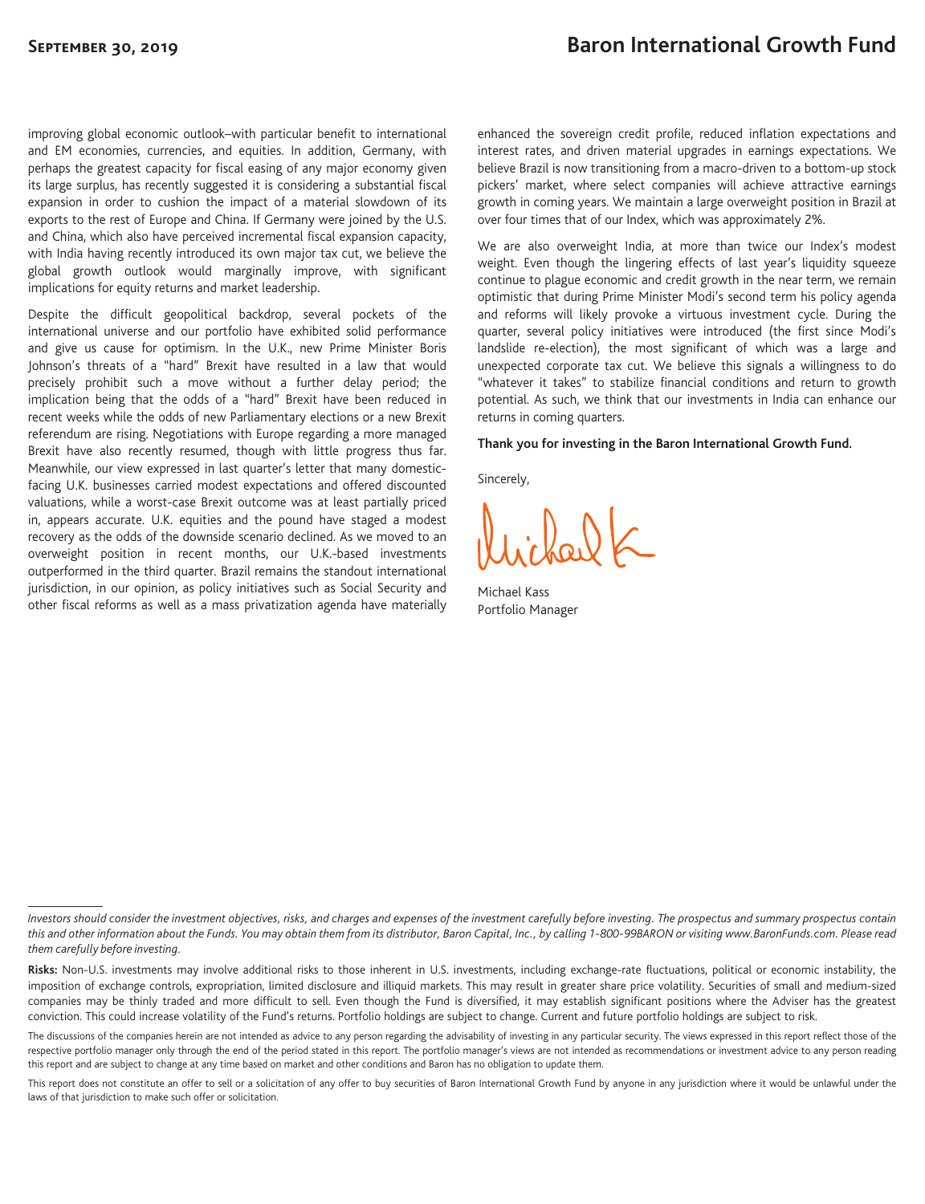improving global economic outlook–with particular benefit to international and EM economies, currencies, and equities. In addition, Germany, with perhaps the greatest capacity for fiscal easing of any major economy given its large surplus, has recently suggested it is considering a substantial fiscal expansion in order to cushion the impact of a material slowdown of its exports to the rest of Europe and China. If Germany were joined by the U.S. and China, which also have perceived incremental fiscal expansion capacity, with India having recently introduced its own major tax cut, we believe the global growth outlook would marginally improve, with significant implications for equity returns and market leadership.

Despite the difficult geopolitical backdrop, several pockets of the international universe and our portfolio have exhibited solid performance and give us cause for optimism. In the U.K., new Prime Minister Boris Johnson's threats of a "hard" Brexit have resulted in a law that would precisely prohibit such a move without a further delay period; the implication being that the odds of a "hard" Brexit have been reduced in recent weeks while the odds of new Parliamentary elections or a new Brexit referendum are rising. Negotiations with Europe regarding a more managed Brexit have also recently resumed, though with little progress thus far. Meanwhile, our view expressed in last quarter's letter that many domestic-facing U.K. businesses carried modest expectations and offered discounted valuations, while a worst-case Brexit outcome was at least partially priced in, appears accurate. U.K. equities and the pound have staged a modest recovery as the odds of the downside scenario declined. As we moved to an overweight position in recent months, our U.K.-based investments outperformed in the third quarter. Brazil remains the standout international jurisdiction, in our opinion, as policy initiatives such as Social Security and other fiscal reforms as well as a mass privatization agenda have materially enhanced the sovereign credit profile, reduced inflation expectations and interest rates, and driven material upgrades in earnings expectations. We believe Brazil is now transitioning from a macro-driven to a bottom-up stock pickers' market, where select companies will achieve attractive earnings growth in coming years. We maintain a large overweight position in Brazil at over four times that of our Index, which was approximately 2%.

We are also overweight India, at more than twice our Index's modest weight. Even though the lingering effects of last year's liquidity squeeze continue to plague economic and credit growth in the near term, we remain optimistic that during Prime Minister Modi's second term his policy agenda and reforms will likely provoke a virtuous investment cycle. During the quarter, several policy initiatives were introduced (the first since Modi's landslide re-election), the most significant of which was a large and unexpected corporate tax cut. We believe this signals a willingness to do "whatever it takes" to stabilize financial conditions and return to growth potential. As such, we think that our investments in India can enhance our returns in coming quarters.

**Thank you for investing in the Baron International Growth Fund.**

Sincerely,

Michael Kass
Portfolio Manager

---

*Investors should consider the investment objectives, risks, and charges and expenses of the investment carefully before investing. The prospectus and summary prospectus contain this and other information about the Funds. You may obtain them from its distributor, Baron Capital, Inc., by calling 1-800-99BARON or visiting www.BaronFunds.com. Please read them carefully before investing.*

**Risks:** Non-U.S. investments may involve additional risks to those inherent in U.S. investments, including exchange-rate fluctuations, political or economic instability, the imposition of exchange controls, expropriation, limited disclosure and illiquid markets. This may result in greater share price volatility. Securities of small and medium-sized companies may be thinly traded and more difficult to sell. Even though the Fund is diversified, it may establish significant positions where the Adviser has the greatest conviction. This could increase volatility of the Fund's returns. Portfolio holdings are subject to change. Current and future portfolio holdings are subject to risk.

The discussions of the companies herein are not intended as advice to any person regarding the advisability of investing in any particular security. The views expressed in this report reflect those of the respective portfolio manager only through the end of the period stated in this report. The portfolio manager's views are not intended as recommendations or investment advice to any person reading this report and are subject to change at any time based on market and other conditions and Baron has no obligation to update them.

This report does not constitute an offer to sell or a solicitation of any offer to buy securities of Baron International Growth Fund by anyone in any jurisdiction where it would be unlawful under the laws of that jurisdiction to make such offer or solicitation.